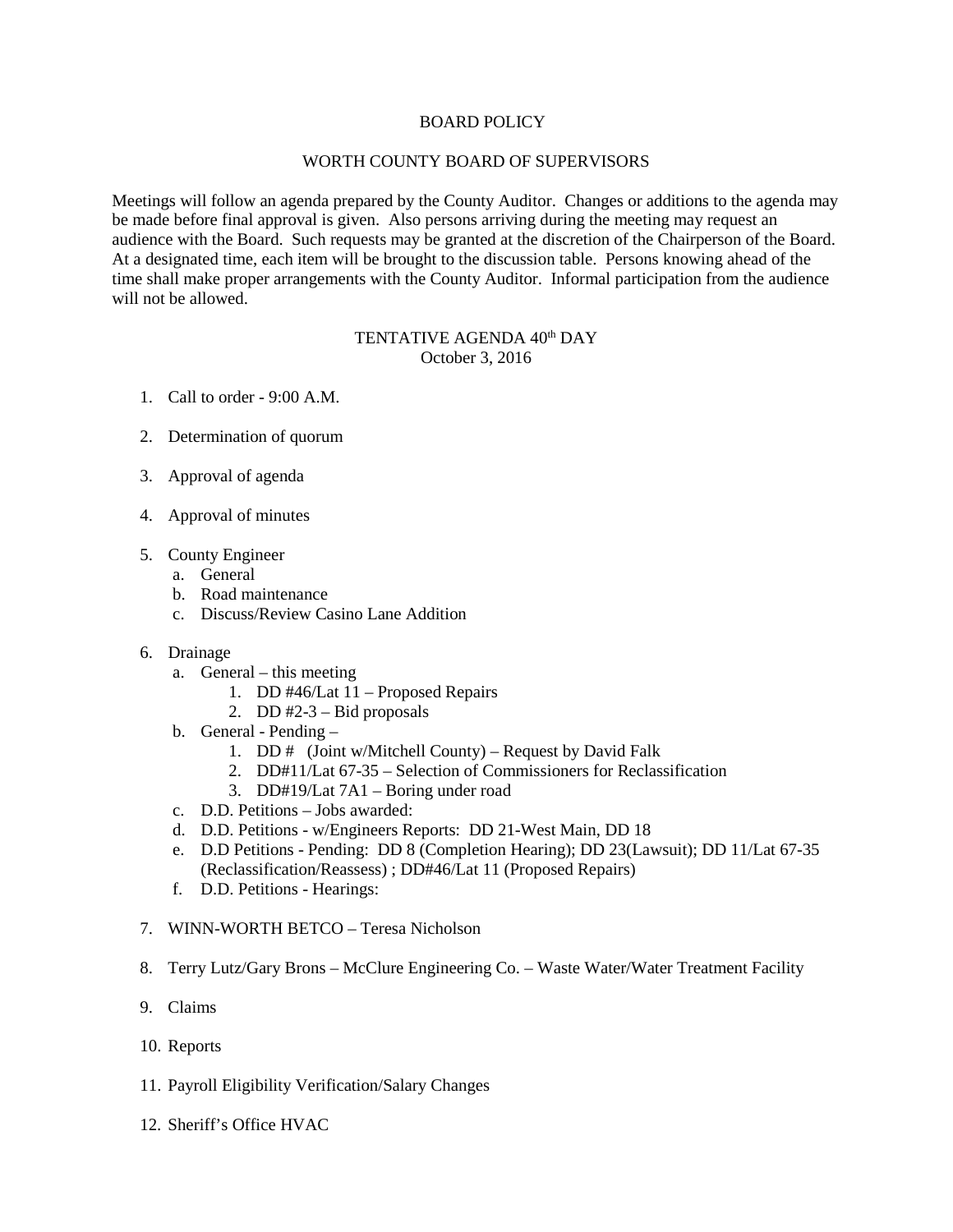# BOARD POLICY

## WORTH COUNTY BOARD OF SUPERVISORS

Meetings will follow an agenda prepared by the County Auditor. Changes or additions to the agenda may be made before final approval is given. Also persons arriving during the meeting may request an audience with the Board. Such requests may be granted at the discretion of the Chairperson of the Board. At a designated time, each item will be brought to the discussion table. Persons knowing ahead of the time shall make proper arrangements with the County Auditor. Informal participation from the audience will not be allowed.

## TENTATIVE AGENDA 40th DAY
October 3, 2016

1. Call to order - 9:00 A.M.

2. Determination of quorum

3. Approval of agenda

4. Approval of minutes

5. County Engineer
   a. General
   b. Road maintenance
   c. Discuss/Review Casino Lane Addition

6. Drainage
   a. General – this meeting
      1. DD #46/Lat 11 – Proposed Repairs
      2. DD #2-3 – Bid proposals
   b. General - Pending –
      1. DD #   (Joint w/Mitchell County) – Request by David Falk
      2. DD#11/Lat 67-35 – Selection of Commissioners for Reclassification
      3. DD#19/Lat 7A1 – Boring under road
   c. D.D. Petitions – Jobs awarded:
   d. D.D. Petitions - w/Engineers Reports: DD 21-West Main, DD 18
   e. D.D Petitions - Pending: DD 8 (Completion Hearing); DD 23(Lawsuit); DD 11/Lat 67-35 (Reclassification/Reassess) ; DD#46/Lat 11 (Proposed Repairs)
   f. D.D. Petitions - Hearings:

7. WINN-WORTH BETCO – Teresa Nicholson

8. Terry Lutz/Gary Brons – McClure Engineering Co. – Waste Water/Water Treatment Facility

9. Claims

10. Reports

11. Payroll Eligibility Verification/Salary Changes

12. Sheriff's Office HVAC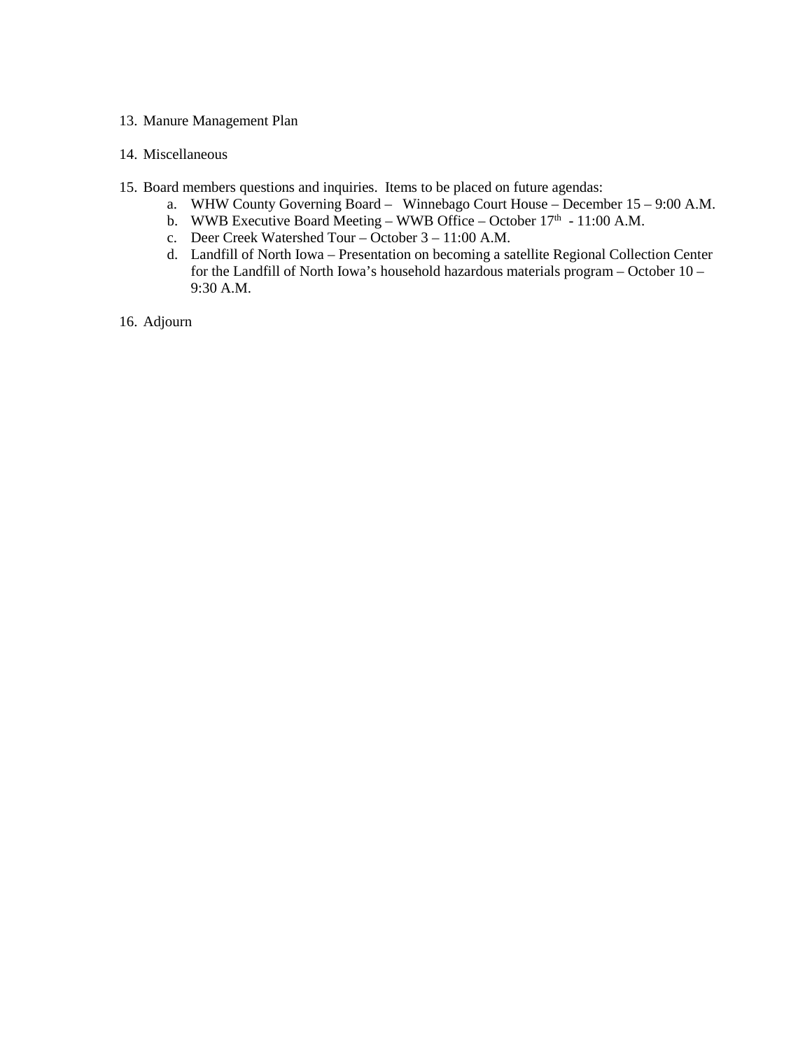13. Manure Management Plan

14. Miscellaneous

15. Board members questions and inquiries. Items to be placed on future agendas:
    a. WHW County Governing Board – Winnebago Court House – December 15 – 9:00 A.M.
    b. WWB Executive Board Meeting – WWB Office – October 17th - 11:00 A.M.
    c. Deer Creek Watershed Tour – October 3 – 11:00 A.M.
    d. Landfill of North Iowa – Presentation on becoming a satellite Regional Collection Center for the Landfill of North Iowa's household hazardous materials program – October 10 – 9:30 A.M.

16. Adjourn